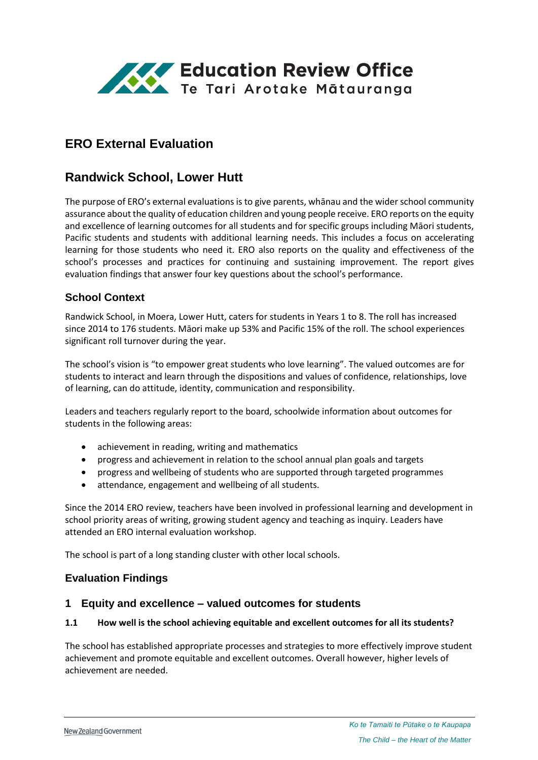# ERO External Evaluation

## Randwick School, Lower Hutt

The purpose of ERO's external evaluations is to give parents, whānau and the wider school community assurance about the quality of education children and young people receive. ERO reports on the equity and excellence of learning outcomes for all students and for specific groups including Māori students, Pacific students and students with additional learning needs. This includes a focus on accelerating learning for those students who need it. ERO also reports on the quality and effectiveness of the school's processes and practices for continuing and sustaining improvement. The report gives evaluation findings that answer four key questions about the school's performance.

### School Context

Randwick School, in Moera, Lower Hutt, caters for students in Years 1 to 8. The roll has increased since 2014 to 176 students. Māori make up 53% and Pacific 15% of the roll. The school experiences significant roll turnover during the year.

The school's vision is "to empower great students who love learning". The valued outcomes are for students to interact and learn through the dispositions and values of confidence, relationships, love of learning, can do attitude, identity, communication and responsibility.

Leaders and teachers regularly report to the board, schoolwide information about outcomes for students in the following areas:

- achievement in reading, writing and mathematics
- progress and achievement in relation to the school annual plan goals and targets
- progress and wellbeing of students who are supported through targeted programmes
- attendance, engagement and wellbeing of all students.

Since the 2014 ERO review, teachers have been involved in professional learning and development in school priority areas of writing, growing student agency and teaching as inquiry. Leaders have attended an ERO internal evaluation workshop.

The school is part of a long standing cluster with other local schools.

### Evaluation Findings

### 1 Equity and excellence – valued outcomes for students

#### 1.1 How well is the school achieving equitable and excellent outcomes for all its students?

The school has established appropriate processes and strategies to more effectively improve student achievement and promote equitable and excellent outcomes. Overall however, higher levels of achievement are needed.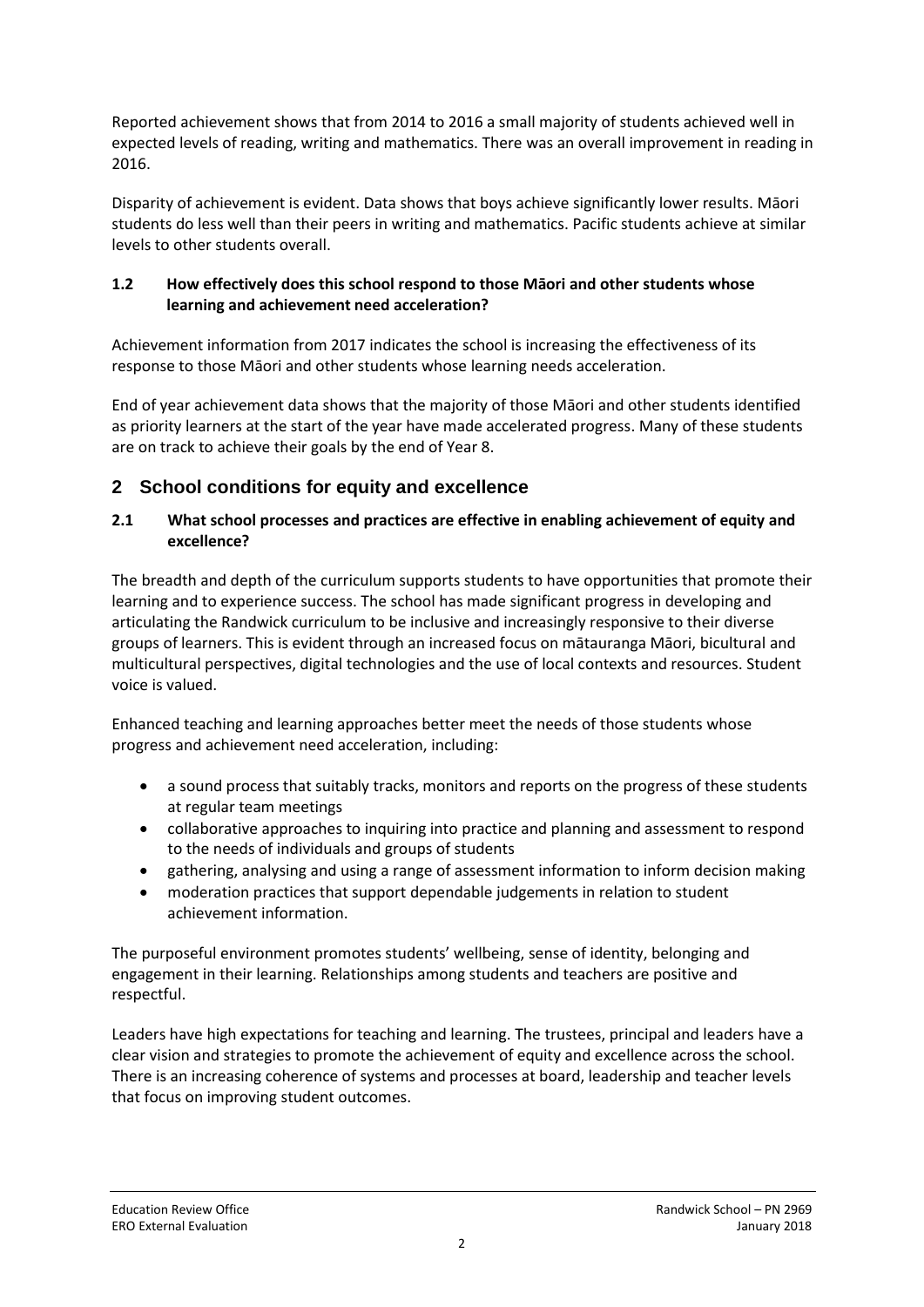Reported achievement shows that from 2014 to 2016 a small majority of students achieved well in expected levels of reading, writing and mathematics. There was an overall improvement in reading in 2016.

Disparity of achievement is evident. Data shows that boys achieve significantly lower results. Māori students do less well than their peers in writing and mathematics. Pacific students achieve at similar levels to other students overall.

### 1.2 How effectively does this school respond to those Māori and other students whose learning and achievement need acceleration?

Achievement information from 2017 indicates the school is increasing the effectiveness of its response to those Māori and other students whose learning needs acceleration.

End of year achievement data shows that the majority of those Māori and other students identified as priority learners at the start of the year have made accelerated progress. Many of these students are on track to achieve their goals by the end of Year 8.

## 2 School conditions for equity and excellence

### 2.1 What school processes and practices are effective in enabling achievement of equity and excellence?

The breadth and depth of the curriculum supports students to have opportunities that promote their learning and to experience success. The school has made significant progress in developing and articulating the Randwick curriculum to be inclusive and increasingly responsive to their diverse groups of learners. This is evident through an increased focus on mātauranga Māori, bicultural and multicultural perspectives, digital technologies and the use of local contexts and resources. Student voice is valued.

Enhanced teaching and learning approaches better meet the needs of those students whose progress and achievement need acceleration, including:

- a sound process that suitably tracks, monitors and reports on the progress of these students at regular team meetings
- collaborative approaches to inquiring into practice and planning and assessment to respond to the needs of individuals and groups of students
- gathering, analysing and using a range of assessment information to inform decision making
- moderation practices that support dependable judgements in relation to student achievement information.

The purposeful environment promotes students' wellbeing, sense of identity, belonging and engagement in their learning. Relationships among students and teachers are positive and respectful.

Leaders have high expectations for teaching and learning. The trustees, principal and leaders have a clear vision and strategies to promote the achievement of equity and excellence across the school. There is an increasing coherence of systems and processes at board, leadership and teacher levels that focus on improving student outcomes.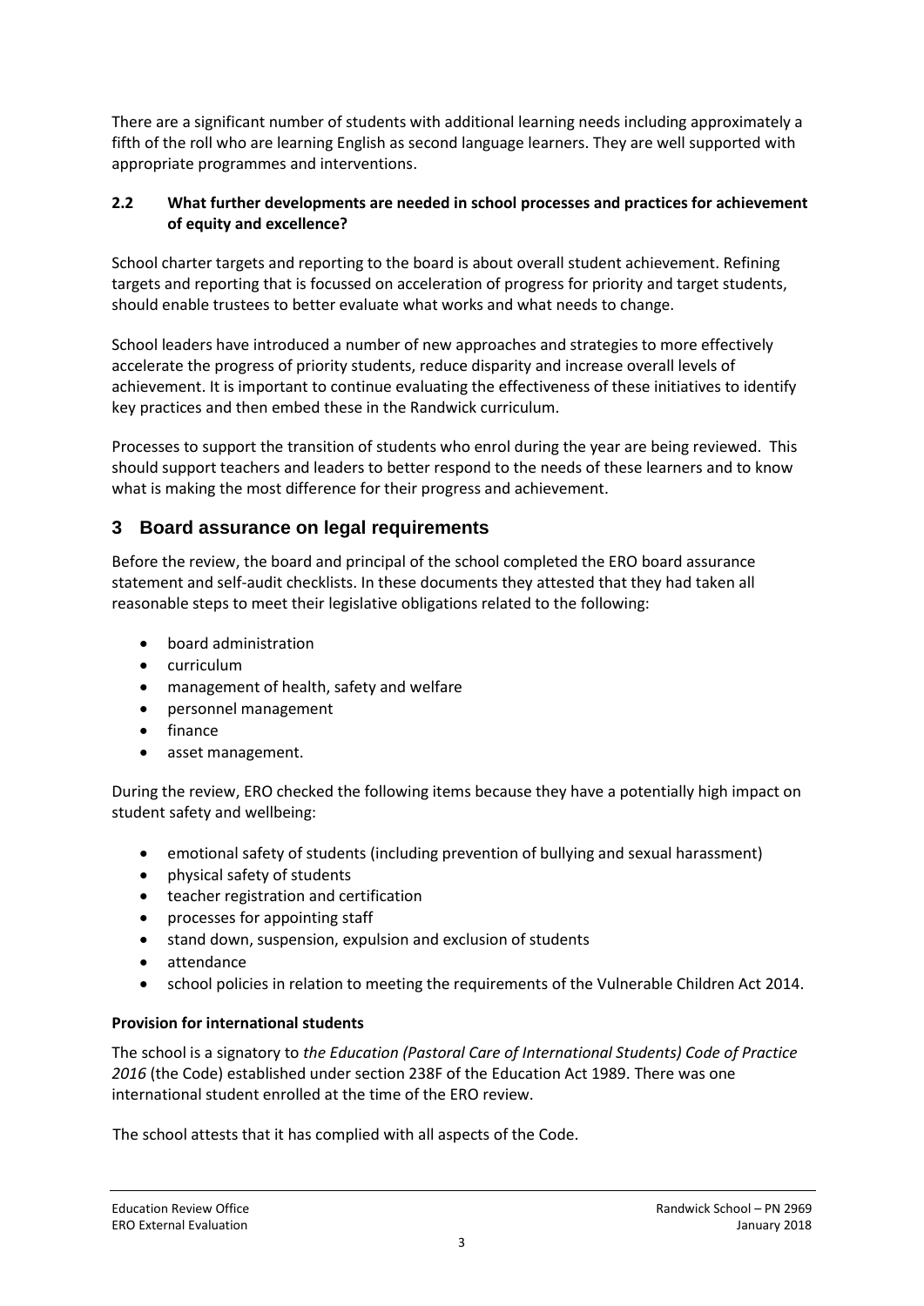There are a significant number of students with additional learning needs including approximately a fifth of the roll who are learning English as second language learners. They are well supported with appropriate programmes and interventions.

### 2.2 What further developments are needed in school processes and practices for achievement of equity and excellence?

School charter targets and reporting to the board is about overall student achievement. Refining targets and reporting that is focussed on acceleration of progress for priority and target students, should enable trustees to better evaluate what works and what needs to change.

School leaders have introduced a number of new approaches and strategies to more effectively accelerate the progress of priority students, reduce disparity and increase overall levels of achievement. It is important to continue evaluating the effectiveness of these initiatives to identify key practices and then embed these in the Randwick curriculum.

Processes to support the transition of students who enrol during the year are being reviewed. This should support teachers and leaders to better respond to the needs of these learners and to know what is making the most difference for their progress and achievement.

## 3 Board assurance on legal requirements

Before the review, the board and principal of the school completed the ERO board assurance statement and self-audit checklists. In these documents they attested that they had taken all reasonable steps to meet their legislative obligations related to the following:

- board administration
- curriculum
- management of health, safety and welfare
- personnel management
- finance
- asset management.

During the review, ERO checked the following items because they have a potentially high impact on student safety and wellbeing:

- emotional safety of students (including prevention of bullying and sexual harassment)
- physical safety of students
- teacher registration and certification
- processes for appointing staff
- stand down, suspension, expulsion and exclusion of students
- attendance
- school policies in relation to meeting the requirements of the Vulnerable Children Act 2014.

**Provision for international students**

The school is a signatory to *the Education (Pastoral Care of International Students) Code of Practice 2016* (the Code) established under section 238F of the Education Act 1989. There was one international student enrolled at the time of the ERO review.

The school attests that it has complied with all aspects of the Code.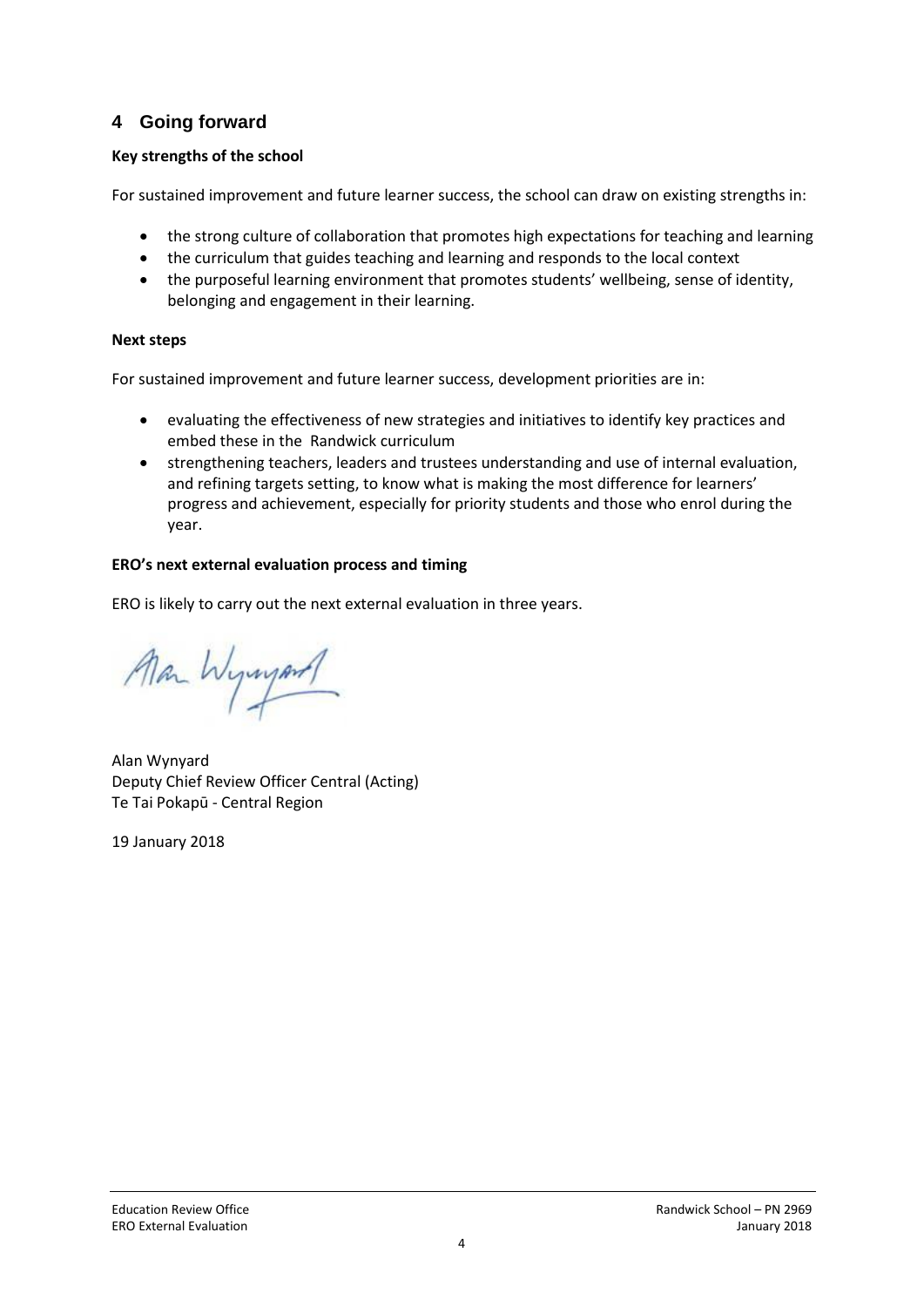## 4 Going forward

**Key strengths of the school**

For sustained improvement and future learner success, the school can draw on existing strengths in:

- the strong culture of collaboration that promotes high expectations for teaching and learning
- the curriculum that guides teaching and learning and responds to the local context
- the purposeful learning environment that promotes students' wellbeing, sense of identity, belonging and engagement in their learning.

**Next steps**

For sustained improvement and future learner success, development priorities are in:

- evaluating the effectiveness of new strategies and initiatives to identify key practices and embed these in the Randwick curriculum
- strengthening teachers, leaders and trustees understanding and use of internal evaluation, and refining targets setting, to know what is making the most difference for learners' progress and achievement, especially for priority students and those who enrol during the year.

**ERO's next external evaluation process and timing**

ERO is likely to carry out the next external evaluation in three years.

Alan Wynyard
Deputy Chief Review Officer Central (Acting)
Te Tai Pokapū - Central Region

19 January 2018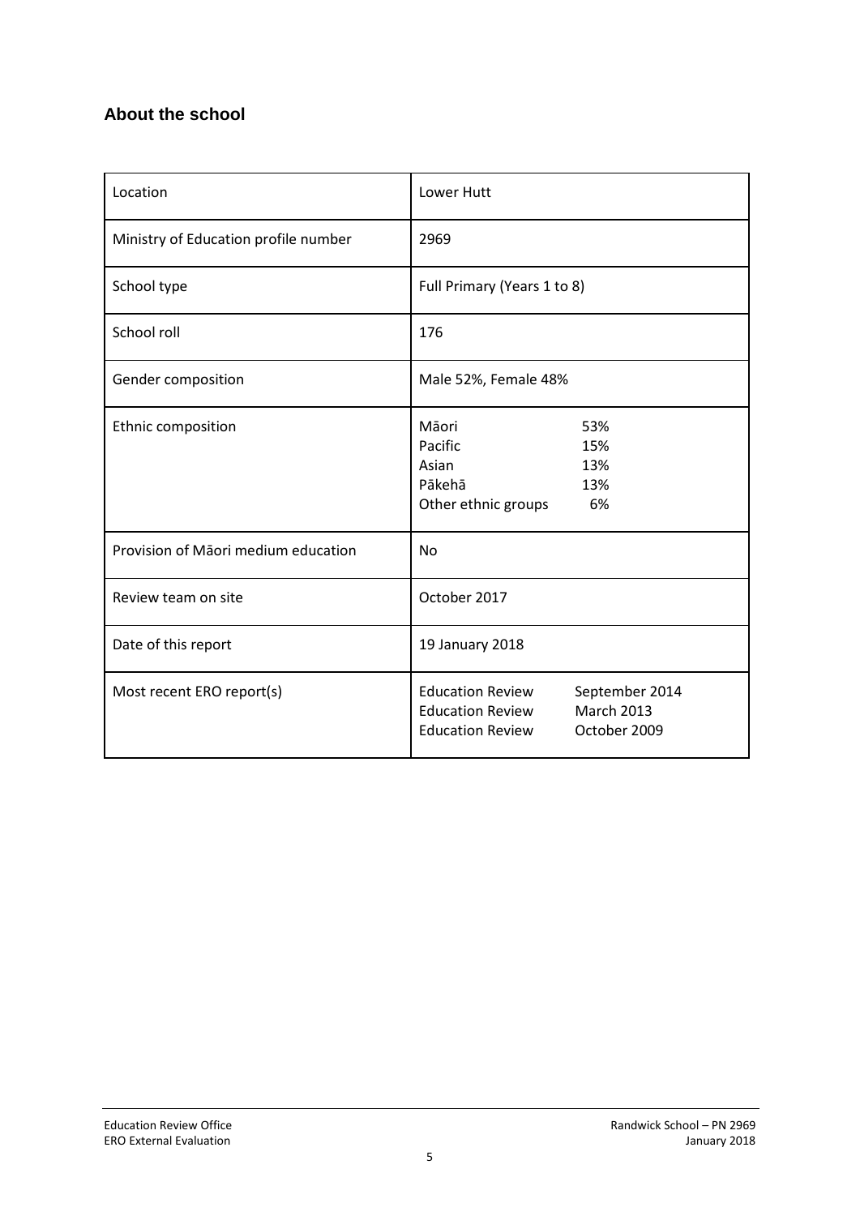## About the school

| | |
|---|---|
| Location | Lower Hutt |
| Ministry of Education profile number | 2969 |
| School type | Full Primary (Years 1 to 8) |
| School roll | 176 |
| Gender composition | Male 52%, Female 48% |
| Ethnic composition | Māori 53%<br>Pacific 15%<br>Asian 13%<br>Pākehā 13%<br>Other ethnic groups 6% |
| Provision of Māori medium education | No |
| Review team on site | October 2017 |
| Date of this report | 19 January 2018 |
| Most recent ERO report(s) | Education Review September 2014<br>Education Review March 2013<br>Education Review October 2009 |